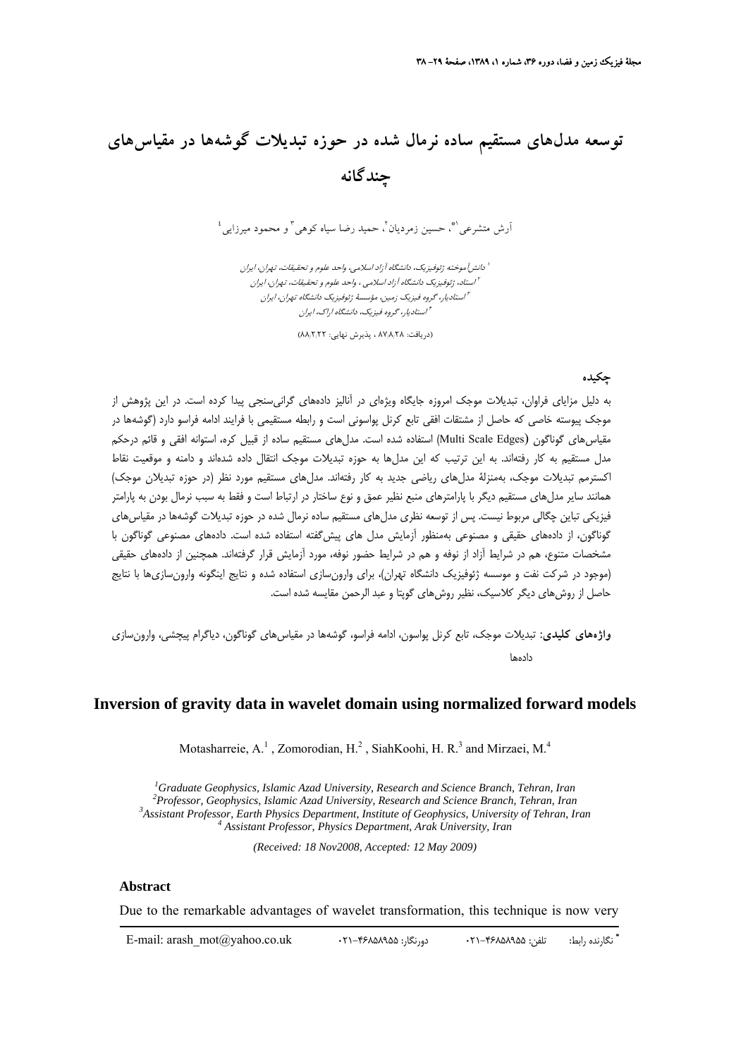# توسعه مدل‌های مستقیم ساده نرمال شده در حوزه تبدیلات گوشه‌ها در مقیاس‌های چندگانه

آرش متشرعی[1*]، حسین زمردیان[2]، حمید رضا سیاه کوهی[3] و محمود میرزایی[4]

[1] دانش‌آموخته ژئوفیزیک، دانشگاه آزاد اسلامی، واحد علوم و تحقیقات، تهران، ایران
[2] استاد، ژئوفیزیک دانشگاه آزاد اسلامی ، واحد علوم و تحقیقات، تهران، ایران
[3] استادیار، گروه فیزیک زمین، مؤسسهٔ ژئوفیزیک دانشگاه تهران، ایران
[4] استادیار، گروه فیزیک، دانشگاه اراک، ایران

(دریافت: ۸۷٫۸٫۲۸ ، پذیرش نهایی: ۸۸٫۲٫۲۲)

## چکیده

به دلیل مزایای فراوان، تبدیلات موجک امروزه جایگاه ویژه‌ای در آنالیز داده‌های گرانی‌سنجی پیدا کرده است. در این پژوهش از موجک پیوسته خاصی که حاصل از مشتقات افقی تابع کرنل پواسونی است و رابطه مستقیمی با فرایند ادامه فراسو دارد (گوشه‌ها در مقیاس‌های گوناگون (Multi Scale Edges) استفاده شده است. مدل‌های مستقیم ساده از قبیل کره، استوانه افقی و قائم درحکم مدل مستقیم به کار رفته‌اند. به این ترتیب که این مدل‌ها به حوزه تبدیلات موجک انتقال داده شده‌اند و دامنه و موقعیت نقاط اکسترمم تبدیلات موجک، به‌منزلهٔ مدل‌های ریاضی جدید به کار رفته‌اند. مدل‌های مستقیم مورد نظر (در حوزه تبدیلات موجک) همانند سایر مدل‌های مستقیم دیگر با پارامترهای منبع نظیر عمق و نوع ساختار در ارتباط است و فقط به سبب نرمال بودن به پارامتر فیزیکی تباین چگالی مربوط نیست. پس از توسعه نظری مدل‌های مستقیم ساده نرمال شده در حوزه تبدیلات گوشه‌ها در مقیاس‌های گوناگون، از داده‌های حقیقی و مصنوعی به‌منظور آزمایش مدل های پیش‌گفته استفاده شده است. داده‌های مصنوعی گوناگون با مشخصات متنوع، هم در شرایط آزاد از نوفه و هم در شرایط حضور نوفه، مورد آزمایش قرار گرفته‌اند. همچنین از داده‌های حقیقی (موجود در شرکت نفت و موسسه ژئوفیزیک دانشگاه تهران)، برای وارون‌سازی استفاده شده و نتایج اینگونه وارون‌سازی‌ها با نتایج حاصل از روش‌های دیگر کلاسیک، نظیر روش‌های گوپتا و عبد الرحمن مقایسه شده است.

**واژه‌های کلیدی:** تبدیلات موجک، تابع کرنل پواسون، ادامه فراسو، گوشه‌ها در مقیاس‌های گوناگون، دیاگرام پیچشی، وارون‌سازی داده‌ها

# Inversion of gravity data in wavelet domain using normalized forward models

Motasharreie, A.[1], Zomorodian, H.[2], SiahKoohi, H. R.[3] and Mirzaei, M.[4]

[1] *Graduate Geophysics, Islamic Azad University, Research and Science Branch, Tehran, Iran*
[2] *Professor, Geophysics, Islamic Azad University, Research and Science Branch, Tehran, Iran*
[3] *Assistant Professor, Earth Physics Department, Institute of Geophysics, University of Tehran, Iran*
[4] *Assistant Professor, Physics Department, Arak University, Iran*

*(Received: 18 Nov2008, Accepted: 12 May 2009)*

## Abstract

Due to the remarkable advantages of wavelet transformation, this technique is now very

* نگارنده رابط: تلفن: ۴۶۸۵۸۹۵۵-۰۲۱ دورنگار: ۴۶۸۵۸۹۵۵-۰۲۱ E-mail: arash_mot@yahoo.co.uk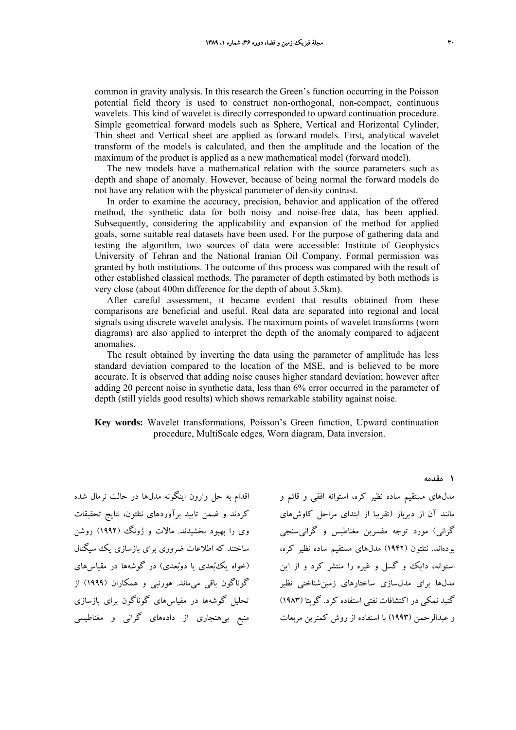common in gravity analysis. In this research the Green's function occurring in the Poisson potential field theory is used to construct non-orthogonal, non-compact, continuous wavelets. This kind of wavelet is directly corresponded to upward continuation procedure. Simple geometrical forward models such as Sphere, Vertical and Horizontal Cylinder, Thin sheet and Vertical sheet are applied as forward models. First, analytical wavelet transform of the models is calculated, and then the amplitude and the location of the maximum of the product is applied as a new mathematical model (forward model).

The new models have a mathematical relation with the source parameters such as depth and shape of anomaly. However, because of being normal the forward models do not have any relation with the physical parameter of density contrast.

In order to examine the accuracy, precision, behavior and application of the offered method, the synthetic data for both noisy and noise-free data, has been applied. Subsequently, considering the applicability and expansion of the method for applied goals, some suitable real datasets have been used. For the purpose of gathering data and testing the algorithm, two sources of data were accessible: Institute of Geophysics University of Tehran and the National Iranian Oil Company. Formal permission was granted by both institutions. The outcome of this process was compared with the result of other established classical methods. The parameter of depth estimated by both methods is very close (about 400m difference for the depth of about 3.5km).

After careful assessment, it became evident that results obtained from these comparisons are beneficial and useful. Real data are separated into regional and local signals using discrete wavelet analysis. The maximum points of wavelet transforms (worn diagrams) are also applied to interpret the depth of the anomaly compared to adjacent anomalies.

The result obtained by inverting the data using the parameter of amplitude has less standard deviation compared to the location of the MSE, and is believed to be more accurate. It is observed that adding noise causes higher standard deviation; however after adding 20 percent noise in synthetic data, less than 6% error occurred in the parameter of depth (still yields good results) which shows remarkable stability against noise.

**Key words:** Wavelet transformations, Poisson's Green function, Upward continuation procedure, MultiScale edges, Worn diagram, Data inversion.

## ۱ مقدمه

مدل‌های مستقیم ساده نظیر کره، استوانه افقی و قائم و مانند آن از دیرباز (تقریبا از ابتدای مراحل کاوش‌های گرانی) مورد توجه مفسرین مغناطیس و گرانی‌سنجی بوده‌اند. نتلتون (۱۹۴۲) مدل‌های مستقیم ساده نظیر کره، استوانه، دایک و گسل و غیره را منتشر کرد و از این مدل‌ها برای مدل‌سازی ساختارهای زمین‌شناختی نظیر گنبد نمکی در اکتشافات نفتی استفاده کرد. گوپتا (۱۹۸۳) و عبدالرحمن (۱۹۹۳) با استفاده از روش کمترین مربعات اقدام به حل وارون اینگونه مدل‌ها در حالت نرمال شده کردند و ضمن تایید برآوردهای نتلتون، نتایج تحقیقات وی را بهبود بخشیدند. مالات و ژونگ (۱۹۹۲) روشن ساختند که اطلاعات ضروری برای بازسازی یک سیگنال (خواه یک‌بُعدی یا دوبُعدی) در گوشه‌ها در مقیاس‌های گوناگون باقی می‌ماند. هورنبی و همکاران (۱۹۹۹) از تحلیل گوشه‌ها در مقیاس‌های گوناگون برای بازسازی منبع بی‌هنجاری از داده‌های گرانی و مغناطیسی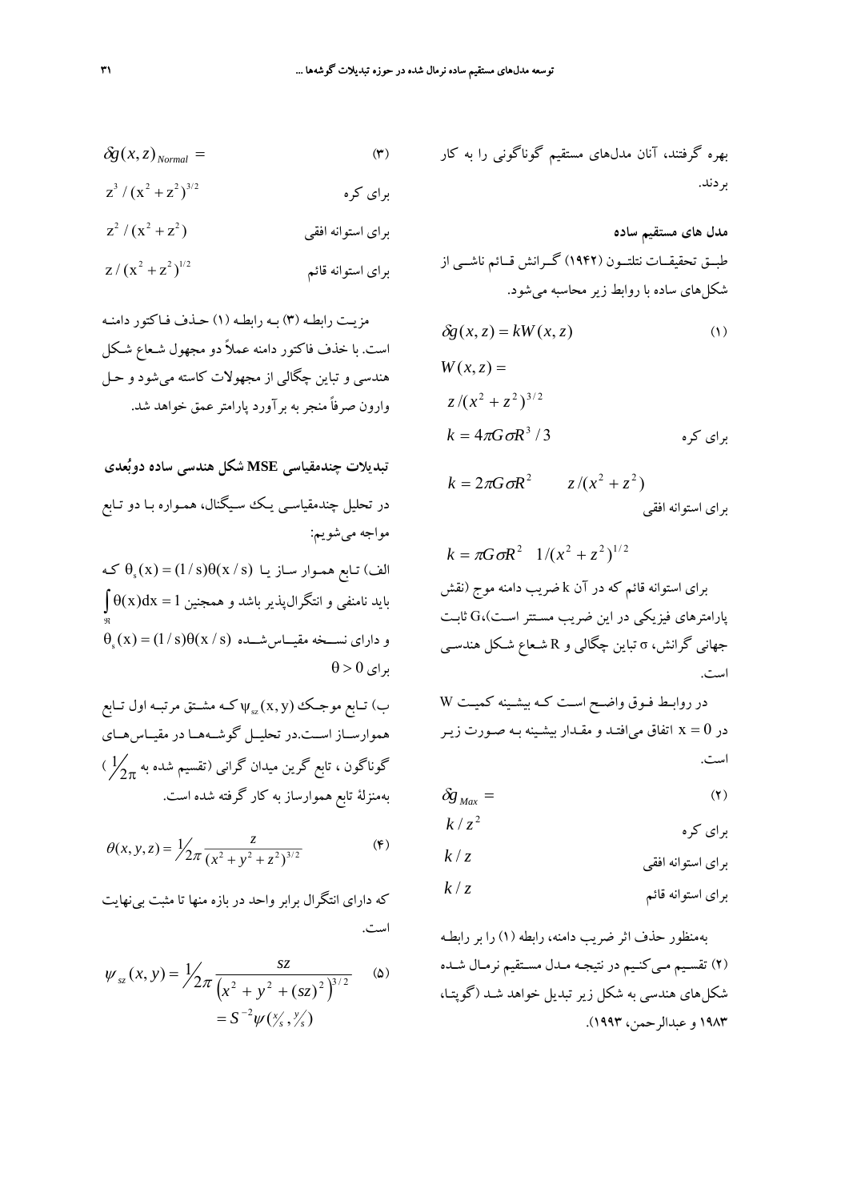بهره گرفتند، آنان مدل‌های مستقیم گوناگونی را به کار بردند.

**مدل های مستقیم ساده**

طبق تحقیقات نتلتون (۱۹۴۲) گرانش قائم ناشی از شکل‌های ساده با روابط زیر محاسبه می‌شود.

$$\delta g(x,z) = kW(x,z) \tag{1}$$

$$W(x,z) =$$

$z/(x^2+z^2)^{3/2}$ &nbsp;&nbsp; $k = 4\pi G\sigma R^3/3$ &nbsp;&nbsp; برای کره

$k = 2\pi G\sigma R^2$ &nbsp;&nbsp; $z/(x^2+z^2)$ &nbsp;&nbsp; برای استوانه افقی

$k = \pi G\sigma R^2$ &nbsp;&nbsp; $1/(x^2+z^2)^{1/2}$

برای استوانه قائم که در آن k ضریب دامنه موج (نقش پارامترهای فیزیکی در این ضریب مستتر است)، G ثابت جهانی گرانش، σ تباین چگالی و R شعاع شکل هندسی است.

در روابط فوق واضح است که بیشینه کمیت W در $x = 0$ اتفاق می‌افتد و مقدار بیشینه به صورت زیر است.

$$\delta g_{Max} = \tag{2}$$

$k/z^2$ &nbsp;&nbsp; برای کره

$k/z$ &nbsp;&nbsp; برای استوانه افقی

$k/z$ &nbsp;&nbsp; برای استوانه قائم

به‌منظور حذف اثر ضریب دامنه، رابطه (۱) را بر رابطه (۲) تقسیم می‌کنیم در نتیجه مدل مستقیم نرمال شده شکل‌های هندسی به شکل زیر تبدیل خواهد شد (گوپتا، ۱۹۸۳ و عبدالرحمن، ۱۹۹۳).

$$\delta g(x,z)_{Normal} = \tag{3}$$

$z^3/(x^2+z^2)^{3/2}$ &nbsp;&nbsp; برای کره

$z^2/(x^2+z^2)$ &nbsp;&nbsp; برای استوانه افقی

$z/(x^2+z^2)^{1/2}$ &nbsp;&nbsp; برای استوانه قائم

مزیت رابطه (۳) به رابطه (۱) حذف فاکتور دامنه است. با خذف فاکتور دامنه عملاً دو مجهول شعاع شکل هندسی و تباین چگالی از مجهولات کاسته می‌شود و حل وارون صرفاً منجر به برآورد پارامتر عمق خواهد شد.

## تبدیلات چندمقیاسی MSE شکل هندسی ساده دوبُعدی

در تحلیل چندمقیاسی یک سیگنال، همواره با دو تابع مواجه می‌شویم:

الف) تابع هموار ساز یا $\theta_s(x) = (1/s)\theta(x/s)$ که باید نامنفی و انتگرال‌پذیر باشد و همچنین $\int_{\Re}\theta(x)dx = 1$ و دارای نسخه مقیاس‌شده $\theta_s(x) = (1/s)\theta(x/s)$ برای $\theta > 0$

ب) تابع موجک $\psi_{sz}(x,y)$ که مشتق مرتبه اول تابع هموارساز است. در تحلیل گوشه‌ها در مقیاس‌های گوناگون، تابع گرین میدان گرانی (تقسیم شده به $\frac{1}{2\pi}$) به‌منزلهٔ تابع هموارساز به کار گرفته شده است.

$$\theta(x,y,z) = \frac{1}{2\pi}\frac{z}{(x^2+y^2+z^2)^{3/2}} \tag{4}$$

که دارای انتگرال برابر واحد در بازه منها تا مثبت بی‌نهایت است.

$$\psi_{sz}(x,y) = \frac{1}{2\pi}\frac{sz}{\left(x^2+y^2+(sz)^2\right)^{3/2}} = S^{-2}\psi(x/s, y/s) \tag{5}$$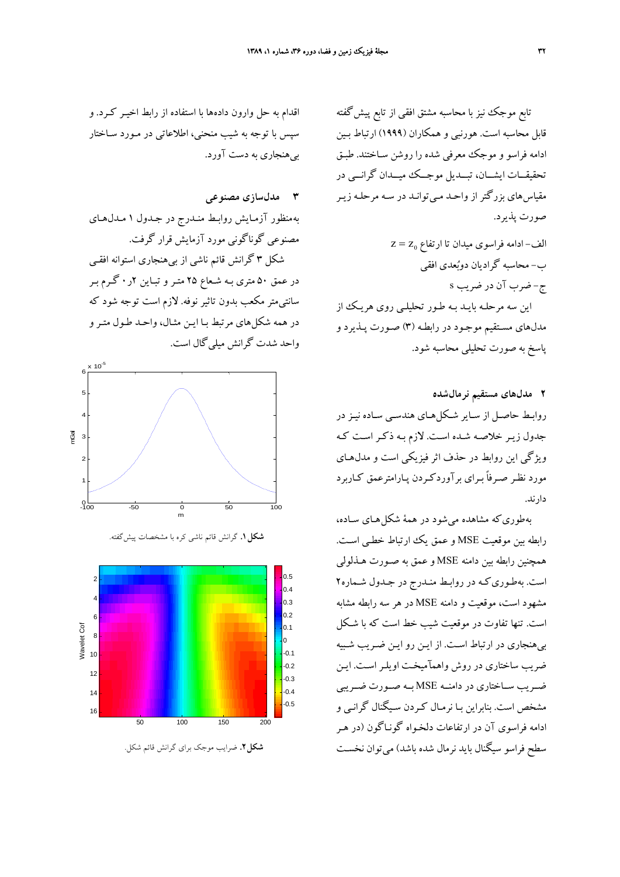تابع موجک نیز با محاسبه مشتق افقی از تابع پیش‌گفته قابل محاسبه است. هورنبی و همکاران (۱۹۹۹) ارتباط بین ادامه فراسو و موجک معرفی شده را روشن ساختند. طبق تحقیقات ایشان، تبدیل موجک میدان گرانی در مقیاس‌های بزرگ‌تر از واحد می‌تواند در سه مرحله زیر صورت پذیرد.

الف- ادامه فراسوی میدان تا ارتفاع $z = z_0$

ب- محاسبه گرادیان دوبُعدی افقی

ج- ضرب آن در ضریب s

این سه مرحله باید به طور تحلیلی روی هریک از مدل‌های مستقیم موجود در رابطه (۳) صورت پذیرد و پاسخ به صورت تحلیلی محاسبه شود.

## ۲ مدل‌های مستقیم نرمال‌شده

روابط حاصل از سایر شکل‌های هندسی ساده نیز در جدول زیر خلاصه شده است. لازم به ذکر است که ویژگی این روابط در حذف اثر فیزیکی است و مدل‌های مورد نظر صرفاً برای برآوردکردن پارامترعمق کاربرد دارند.

به‌طوری‌که مشاهده می‌شود در همهٔ شکل‌های ساده، رابطه بین موقعیت MSE و عمق یک ارتباط خطی است. همچنین رابطه بین دامنه MSE و عمق به صورت هذلولی است. به‌طوری‌که در روابط مندرج در جدول شماره۲ مشهود است، موقعیت و دامنه MSE در هر سه رابطه مشابه است. تنها تفاوت در موقعیت شیب خط است که با شکل بی‌هنجاری در ارتباط است. از این رو این ضریب شبیه ضریب ساختاری در روش واهمآمیخت اویلر است. این ضریب ساختاری در دامنه MSE به صورت ضریبی مشخص است. بنابراین با نرمال کردن سیگنال گرانی و ادامه فراسوی آن در ارتفاعات دلخواه گوناگون (در هر سطح فراسو سیگنال باید نرمال شده باشد) می‌توان نخست اقدام به حل وارون داده‌ها با استفاده از رابط اخیر کرد. و سپس با توجه به شیب منحنی، اطلاعاتی در مورد ساختار بی‌هنجاری به دست آورد.

## ۳ مدل‌سازی مصنوعی

به‌منظور آزمایش روابط مندرج در جدول ۱ مدل‌های مصنوعی گوناگونی مورد آزمایش قرار گرفت.

شکل ۳ گرانش قائم ناشی از بی‌هنجاری استوانه افقی در عمق ۵۰ متری به شعاع ۲۵ متر و تباین ۲ر۰ گرم بر سانتی‌متر مکعب بدون تاثیر نوفه. لازم است توجه شود که در همه شکل‌های مرتبط با این مثال، واحد طول متر و واحد شدت گرانش میلی‌گال است.

**شکل۱.** گرانش قائم ناشی کره با مشخصات پیش‌گفته.

**شکل۲.** ضرایب موجک برای گرانش قائم شکل.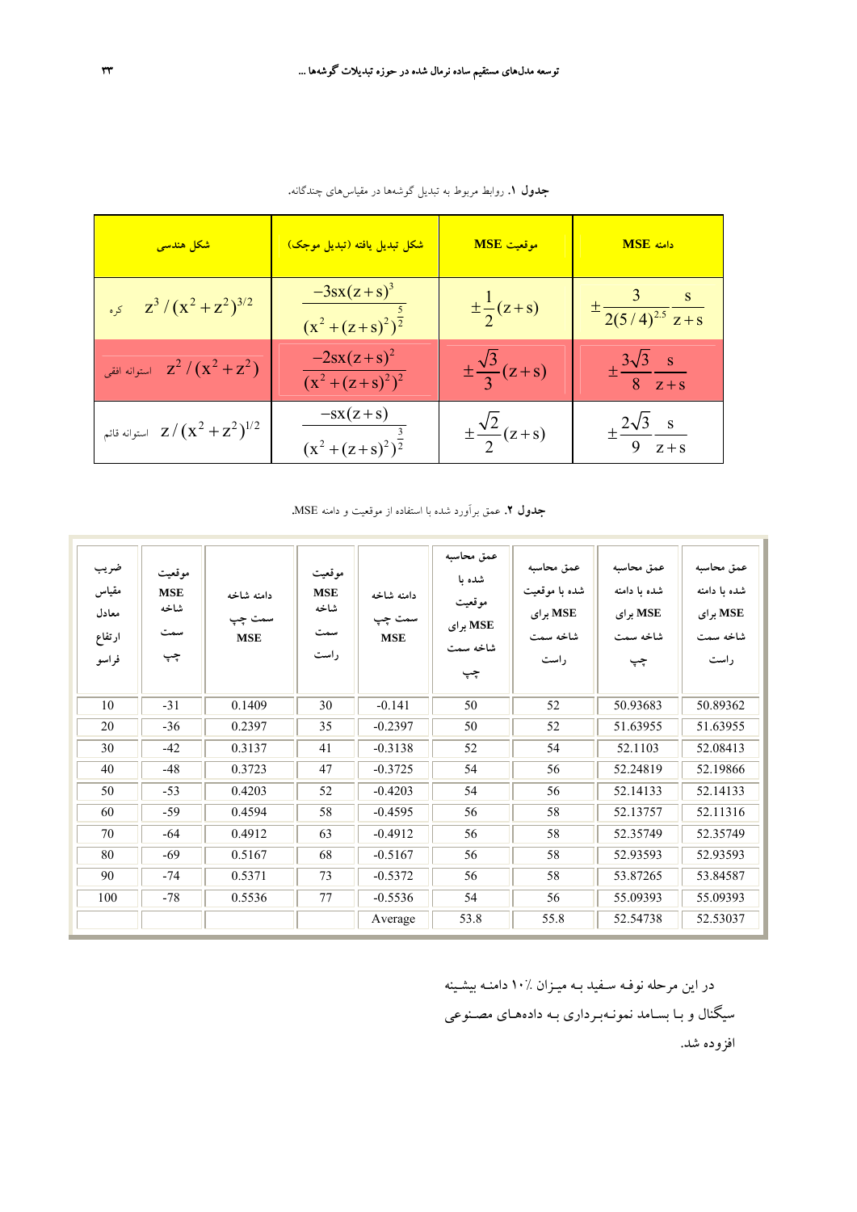**جدول ۱.** روابط مربوط به تبدیل گوشه‌ها در مقیاس‌های چندگانه.

| شکل هندسی | شکل تبدیل یافته (تبدیل موجک) | موقعیت MSE | دامنه MSE |
|---|---|---|---|
| کره $z^3/(x^2+z^2)^{3/2}$ | $\dfrac{-3sx(z+s)^3}{(x^2+(z+s)^2)^{\frac{5}{2}}}$ | $\pm\dfrac{1}{2}(z+s)$ | $\pm\dfrac{3}{2(5/4)^{2.5}}\dfrac{s}{z+s}$ |
| استوانه افقی $z^2/(x^2+z^2)$ | $\dfrac{-2sx(z+s)^2}{(x^2+(z+s)^2)^2}$ | $\pm\dfrac{\sqrt{3}}{3}(z+s)$ | $\pm\dfrac{3\sqrt{3}}{8}\dfrac{s}{z+s}$ |
| استوانه قائم $z/(x^2+z^2)^{1/2}$ | $\dfrac{-sx(z+s)}{(x^2+(z+s)^2)^{\frac{3}{2}}}$ | $\pm\dfrac{\sqrt{2}}{2}(z+s)$ | $\pm\dfrac{2\sqrt{3}}{9}\dfrac{s}{z+s}$ |

**جدول ۲.** عمق برآورد شده با استفاده از موقعیت و دامنه MSE.

| ضریب مقیاس معادل ارتفاع فراسو | موقعیت MSE شاخه سمت چپ | دامنه شاخه سمت چپ MSE | موقعیت MSE شاخه سمت راست | دامنه شاخه سمت چپ MSE | عمق محاسبه شده با موقعیت MSE برای شاخه سمت چپ | عمق محاسبه شده با موقعیت MSE برای شاخه سمت راست | عمق محاسبه شده با دامنه MSE برای شاخه سمت چپ | عمق محاسبه شده با دامنه MSE برای شاخه سمت راست |
|---|---|---|---|---|---|---|---|---|
| 10 | -31 | 0.1409 | 30 | -0.141 | 50 | 52 | 50.93683 | 50.89362 |
| 20 | -36 | 0.2397 | 35 | -0.2397 | 50 | 52 | 51.63955 | 51.63955 |
| 30 | -42 | 0.3137 | 41 | -0.3138 | 52 | 54 | 52.1103 | 52.08413 |
| 40 | -48 | 0.3723 | 47 | -0.3725 | 54 | 56 | 52.24819 | 52.19866 |
| 50 | -53 | 0.4203 | 52 | -0.4203 | 54 | 56 | 52.14133 | 52.14133 |
| 60 | -59 | 0.4594 | 58 | -0.4595 | 56 | 58 | 52.13757 | 52.11316 |
| 70 | -64 | 0.4912 | 63 | -0.4912 | 56 | 58 | 52.35749 | 52.35749 |
| 80 | -69 | 0.5167 | 68 | -0.5167 | 56 | 58 | 52.93593 | 52.93593 |
| 90 | -74 | 0.5371 | 73 | -0.5372 | 56 | 58 | 53.87265 | 53.84587 |
| 100 | -78 | 0.5536 | 77 | -0.5536 | 54 | 56 | 55.09393 | 55.09393 |
| | | | | Average | 53.8 | 55.8 | 52.54738 | 52.53037 |

در این مرحله نوفه سفید به میزان ٪۱۰ دامنه بیشینه سیگنال و با بسامد نمونه‌برداری به داده‌های مصنوعی افزوده شد.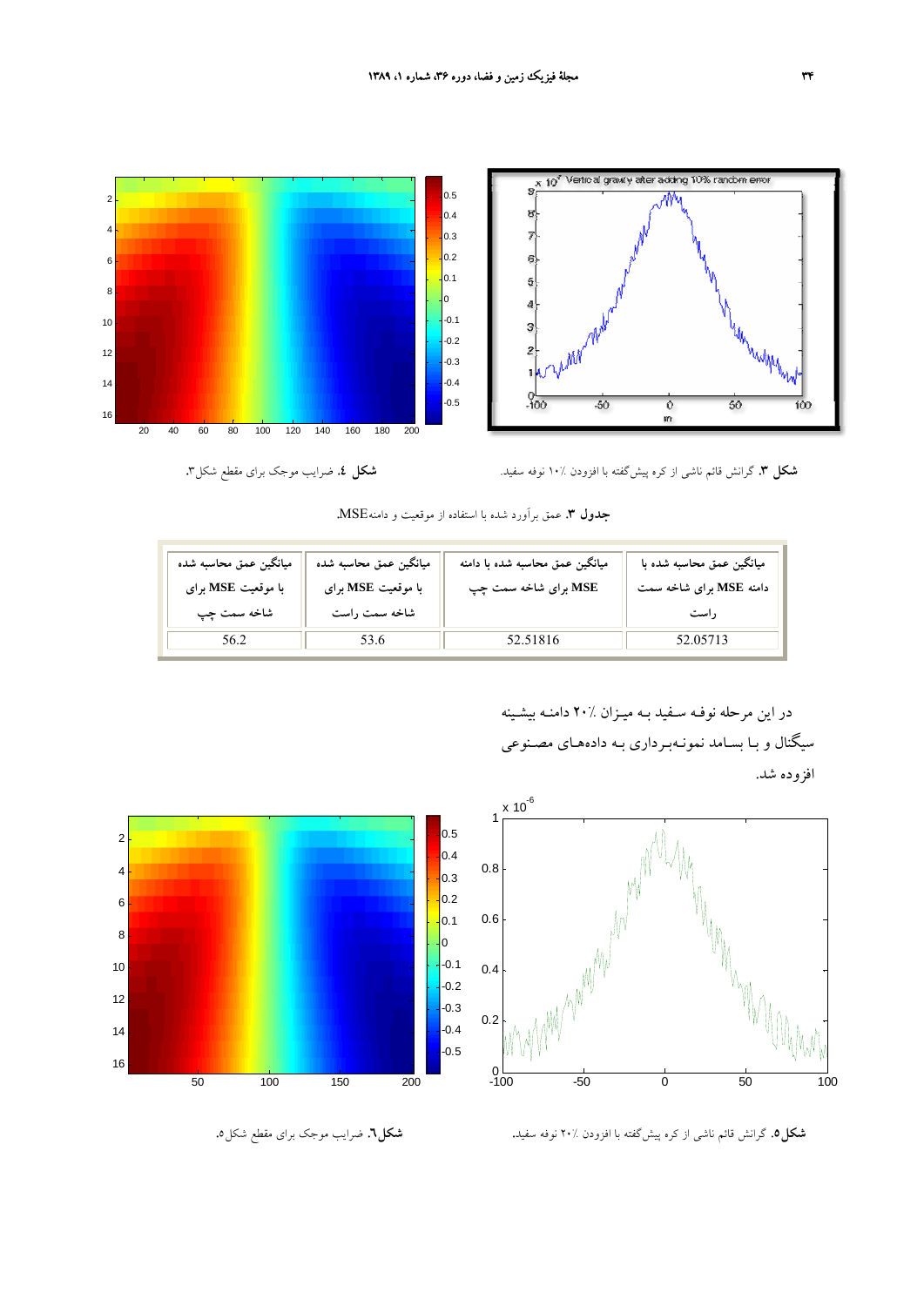**شکل ۳.** گرانش قائم ناشی از کره پیش‌گفته با افزودن ٪۱۰ نوفه سفید.

**شکل ٤.** ضرایب موجک برای مقطع شکل۳.

**جدول ۳.** عمق برآورد شده با استفاده از موقعیت و دامنهMSE.

| میانگین عمق محاسبه شده با دامنه MSE برای شاخه سمت راست | میانگین عمق محاسبه شده با دامنه MSE برای شاخه سمت چپ | میانگین عمق محاسبه شده با موقعیت MSE برای شاخه سمت راست | میانگین عمق محاسبه شده با موقعیت MSE برای شاخه سمت چپ |
|---|---|---|---|
| 52.05713 | 52.51816 | 53.6 | 56.2 |

در این مرحله نوفه سفید به میزان ٪۲۰ دامنه بیشینه سیگنال و با بسامد نمونه‌برداری به داده‌های مصنوعی افزوده شد.

**شکل۵.** گرانش قائم ناشی از کره پیش‌گفته با افزودن ٪۲۰ نوفه سفید.

**شکل٦.** ضرایب موجک برای مقطع شکل۵.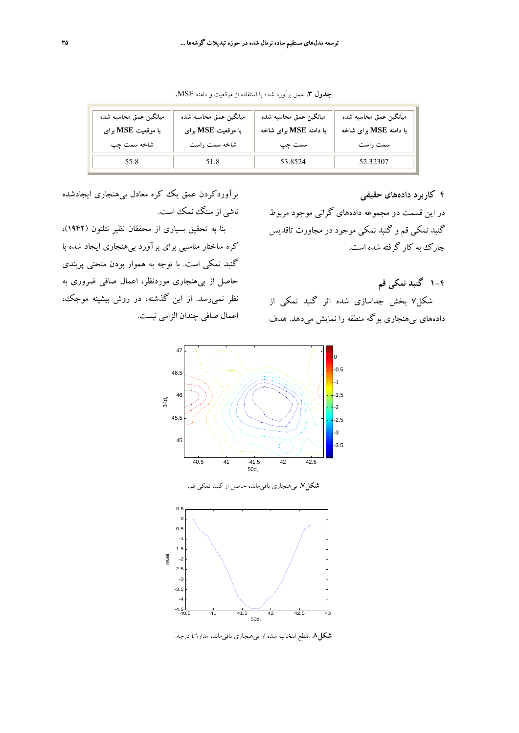**جدول ۳.** عمق برآورد شده با استفاده از موقعیت و دامنه MSE.

| میانگین عمق محاسبه شده با دامنه **MSE** برای شاخه سمت راست | میانگین عمق محاسبه شده با دامنه **MSE** برای شاخه سمت چپ | میانگین عمق محاسبه شده با موقعیت **MSE** برای شاخه سمت راست | میانگین عمق محاسبه شده با موقعیت **MSE** برای شاخه سمت چپ |
|---|---|---|---|
| 52.32307 | 53.8524 | 51.8 | 55.8 |

## ۴ کاربرد داده‌های حقیقی

در این قسمت دو مجموعه داده‌های گرانی موجود مربوط گنبد نمکی قم و گنبد نمکی موجود در مجاورت تاقدیس چارک به کار گرفته شده است.

### ۴-۱ گنبد نمکی قم

شکل۷ بخش جداسازی شده اثر گنبد نمکی از داده‌های بی‌هنجاری بوگه منطقه را نمایش می‌دهد. هدف برآوردکردن عمق یک کره معادل بی‌هنجاری ایجادشده ناشی از سنگ نمک است.

بنا به تحقیق بسیاری از محققان نظیر نتلتون (۱۹۴۲)، کره ساختار مناسبی برای برآورد بی‌هنجاری ایجاد شده با گنبد نمکی است. با توجه به هموار بودن منحنی پربندی حاصل از بی‌هنجاری موردنظر، اعمال صافی ضروری به نظر نمی‌رسد. از این گذشته، در روش بیشینه موجک، اعمال صافی چندان الزامی نیست.

**شکل۷.** بی‌هنجاری باقی‌مانده حاصل از گنبد نمکی قم.

**شکل۸.** مقطع انتخاب شده از بی‌هنجاری باقی‌مانده مدار٤٦ درجه.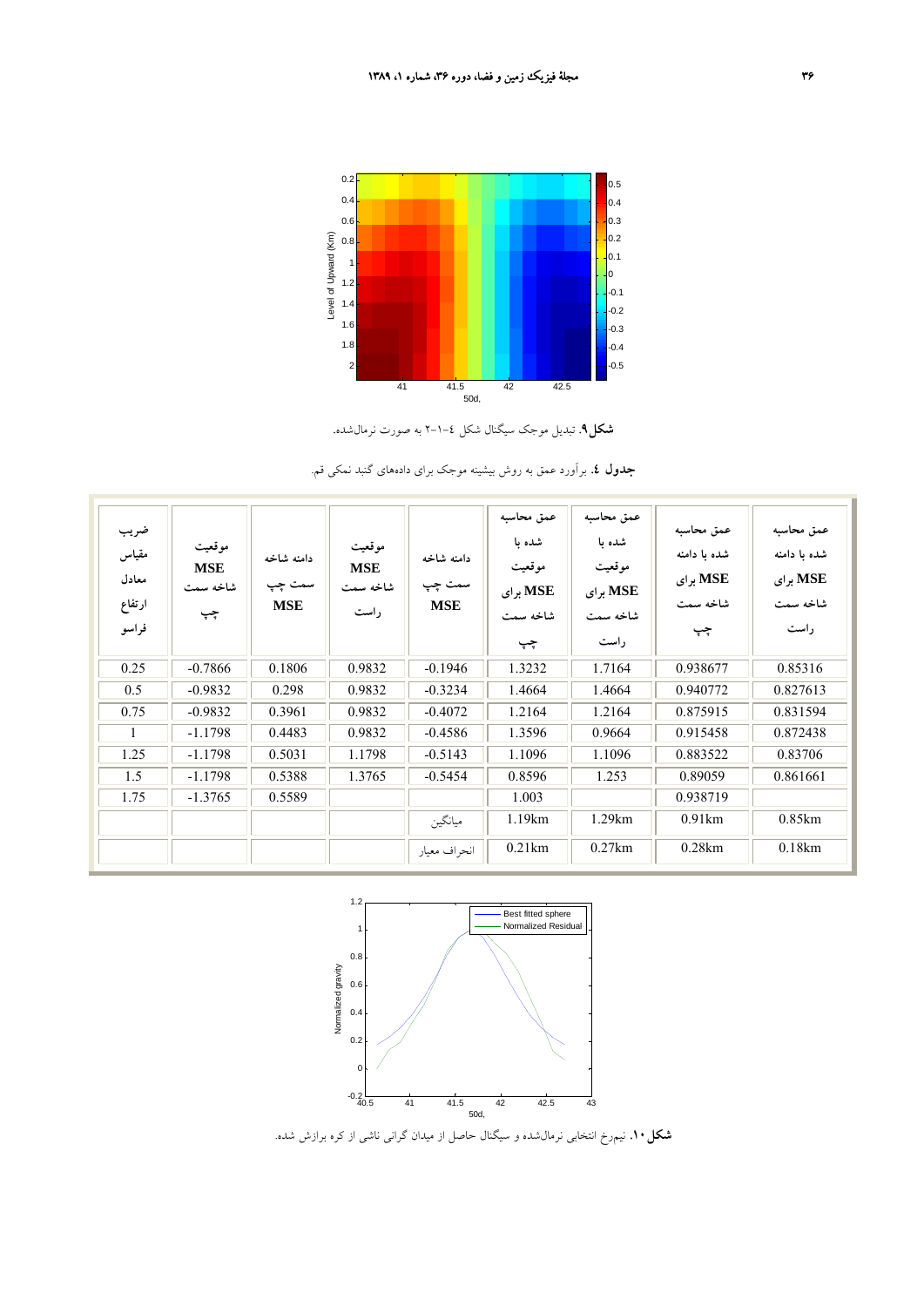**شکل۹.** تبدیل موجک سیگنال شکل ٤-۱-۲ به صورت نرمال‌شده.

**جدول ٤.** برآورد عمق به روش بیشینه موجک برای داده‌های گنبد نمکی قم.

| ضریب مقیاس معادل ارتفاع فراسو | موقعیت MSE شاخه سمت چپ | دامنه شاخه سمت چپ MSE | موقعیت MSE شاخه سمت راست | دامنه شاخه سمت چپ MSE | عمق محاسبه شده با موقعیت MSE برای شاخه سمت چپ | عمق محاسبه شده با موقعیت MSE برای شاخه سمت راست | عمق محاسبه شده با دامنه MSE برای شاخه سمت چپ | عمق محاسبه شده با دامنه MSE برای شاخه سمت راست |
|---|---|---|---|---|---|---|---|---|
| 0.25 | -0.7866 | 0.1806 | 0.9832 | -0.1946 | 1.3232 | 1.7164 | 0.938677 | 0.85316 |
| 0.5 | -0.9832 | 0.298 | 0.9832 | -0.3234 | 1.4664 | 1.4664 | 0.940772 | 0.827613 |
| 0.75 | -0.9832 | 0.3961 | 0.9832 | -0.4072 | 1.2164 | 1.2164 | 0.875915 | 0.831594 |
| 1 | -1.1798 | 0.4483 | 0.9832 | -0.4586 | 1.3596 | 0.9664 | 0.915458 | 0.872438 |
| 1.25 | -1.1798 | 0.5031 | 1.1798 | -0.5143 | 1.1096 | 1.1096 | 0.883522 | 0.83706 |
| 1.5 | -1.1798 | 0.5388 | 1.3765 | -0.5454 | 0.8596 | 1.253 | 0.89059 | 0.861661 |
| 1.75 | -1.3765 | 0.5589 | | | 1.003 | | 0.938719 | |
| | | | | میانگین | 1.19km | 1.29km | 0.91km | 0.85km |
| | | | | انحراف معیار | 0.21km | 0.27km | 0.28km | 0.18km |

**شکل۱۰.** نیمرخ انتخابی نرمال‌شده و سیگنال حاصل از میدان گرانی ناشی از کره برازش شده.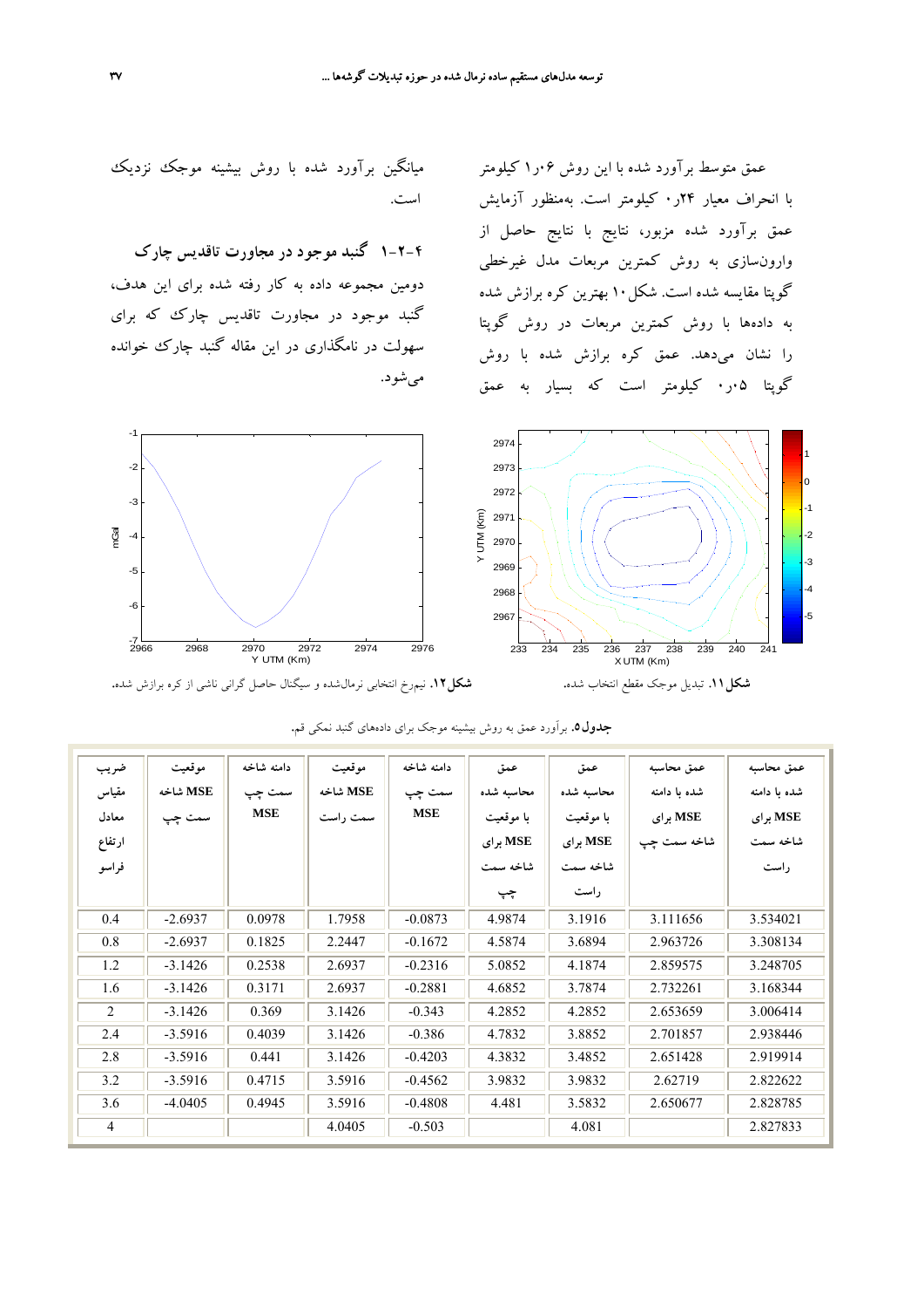عمق متوسط برآورد شده با این روش ۱٫۰۶ کیلومتر با انحراف معیار ۰٫۲۴ کیلومتر است. به‌منظور آزمایش عمق برآورد شده مزبور، نتایج با نتایج حاصل از وارون‌سازی به روش کمترین مربعات مدل غیرخطی گوپتا مقایسه شده است. شکل ۱۰ بهترین کره برازش شده به داده‌ها با روش کمترین مربعات در روش گوپتا را نشان می‌دهد. عمق کره برازش شده با روش گوپتا ۰٫۰۵ کیلومتر است که بسیار به عمق میانگین برآورد شده با روش بیشینه موجک نزدیک است.

### ۴-۲-۱ گنبد موجود در مجاورت تاقدیس چارک

دومین مجموعه داده به کار رفته شده برای این هدف، گنبد موجود در مجاورت تاقدیس چارک که برای سهولت در نامگذاری در این مقاله گنبد چارک خوانده می‌شود.

**شکل ۱۱.** تبدیل موجک مقطع انتخاب شده.

**شکل ۱۲.** نیمرخ انتخابی نرمال‌شده و سیگنال حاصل گرانی ناشی از کره برازش شده.

**جدول ۵.** برآورد عمق به روش بیشینه موجک برای داده‌های گنبد نمکی قم.

| ضریب مقیاس معادل ارتفاع فراسو | موقعیت MSE شاخه سمت چپ | دامنه شاخه سمت چپ MSE | موقعیت MSE شاخه سمت راست | دامنه شاخه سمت چپ MSE | عمق محاسبه شده با موقعیت MSE برای شاخه سمت چپ | عمق محاسبه شده با موقعیت MSE برای شاخه سمت راست | عمق محاسبه شده با دامنه MSE برای شاخه سمت چپ | عمق محاسبه شده با دامنه MSE برای شاخه سمت راست |
|---|---|---|---|---|---|---|---|---|
| 0.4 | -2.6937 | 0.0978 | 1.7958 | -0.0873 | 4.9874 | 3.1916 | 3.111656 | 3.534021 |
| 0.8 | -2.6937 | 0.1825 | 2.2447 | -0.1672 | 4.5874 | 3.6894 | 2.963726 | 3.308134 |
| 1.2 | -3.1426 | 0.2538 | 2.6937 | -0.2316 | 5.0852 | 4.1874 | 2.859575 | 3.248705 |
| 1.6 | -3.1426 | 0.3171 | 2.6937 | -0.2881 | 4.6852 | 3.7874 | 2.732261 | 3.168344 |
| 2 | -3.1426 | 0.369 | 3.1426 | -0.343 | 4.2852 | 4.2852 | 2.653659 | 3.006414 |
| 2.4 | -3.5916 | 0.4039 | 3.1426 | -0.386 | 4.7832 | 3.8852 | 2.701857 | 2.938446 |
| 2.8 | -3.5916 | 0.441 | 3.1426 | -0.4203 | 4.3832 | 3.4852 | 2.651428 | 2.919914 |
| 3.2 | -3.5916 | 0.4715 | 3.5916 | -0.4562 | 3.9832 | 3.9832 | 2.62719 | 2.822622 |
| 3.6 | -4.0405 | 0.4945 | 3.5916 | -0.4808 | 4.481 | 3.5832 | 2.650677 | 2.828785 |
| 4 | | | 4.0405 | -0.503 | | 4.081 | | 2.827833 |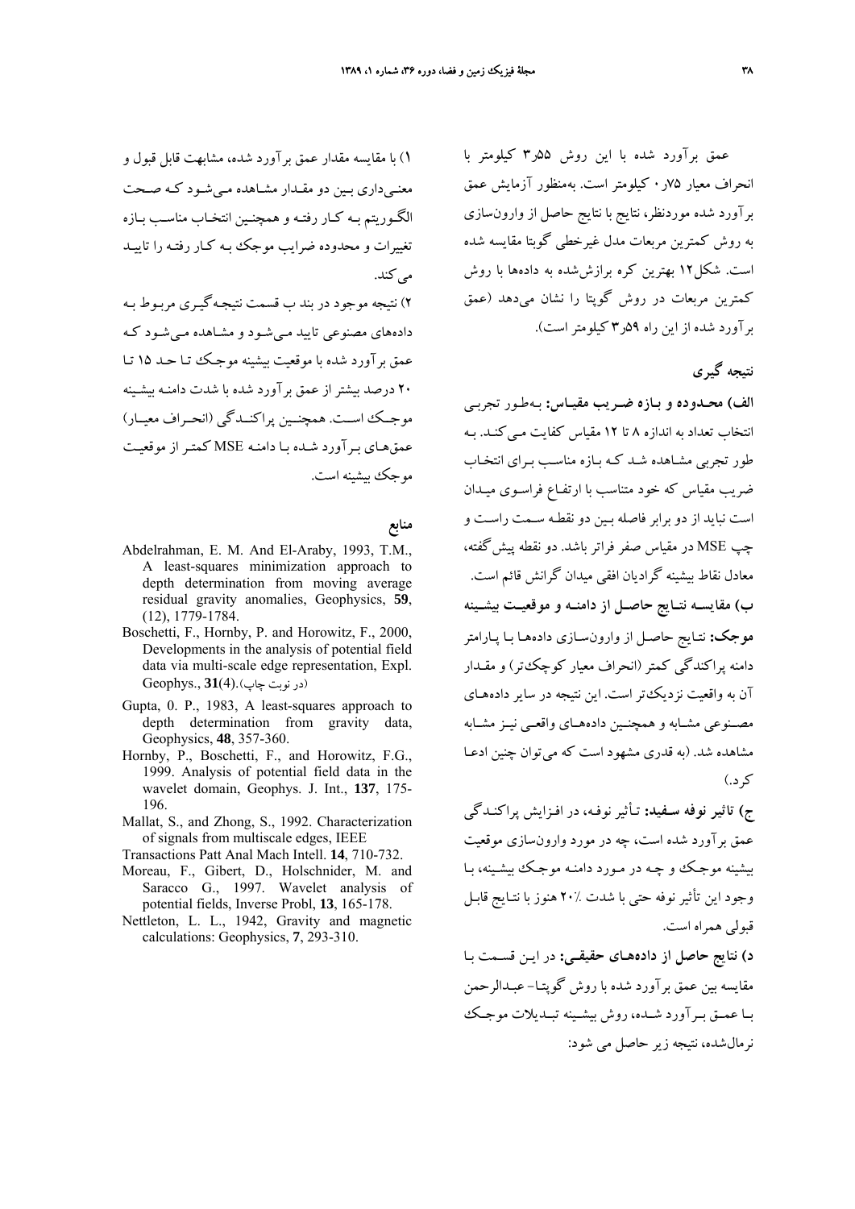عمق برآورد شده با این روش ۳٫۵۵ کیلومتر با انحراف معیار ۰٫۷۵ کیلومتر است. به‌منظور آزمایش عمق برآورد شده موردنظر، نتایج حاصل از وارون‌سازی به روش کمترین مربعات مدل غیرخطی گوپتا مقایسه شده است. شکل۱۲ بهترین کره برازش‌شده به داده‌ها با روش کمترین مربعات در روش گوپتا را نشان می‌دهد (عمق برآورد شده از این راه ۳٫۵۹ کیلومتر است).

## نتیجه گیری

**الف) محدوده و بازه ضریب مقیاس:** به‌طور تجربی انتخاب تعداد به اندازه ۸ تا ۱۲ مقیاس کفایت می‌کند. به طور تجربی مشاهده شد که بازه مناسب برای انتخاب ضریب مقیاس که خود متناسب با ارتفاع فراسوی میدان است نباید از دو برابر فاصله بین دو نقطه سمت راست و چپ MSE در مقیاس صفر فراتر باشد. دو نقطه پیش‌گفته، معادل نقاط بیشینه گرادیان افقی میدان گرانش قائم است.

**ب) مقایسه نتایج حاصل از دامنه و موقعیت بیشینه موجک:** نتایج حاصل از وارون‌سازی داده‌ها با پارامتر دامنه پراکندگی کمتر (انحراف معیار کوچک‌تر) و مقدار آن به واقعیت نزدیک‌تر است. این نتیجه در سایر داده‌های مصنوعی مشابه و همچنین داده‌های واقعی نیز مشابه مشاهده شد. (به قدری مشهود است که می‌توان چنین ادعا کرد.)

**ج) تاثیر نوفه سفید:** تأثیر نوفه، در افزایش پراکندگی عمق برآورد شده است، چه در مورد وارون‌سازی موقعیت بیشینه موجک و چه در مورد دامنه موجک بیشینه، با وجود این تأثیر نوفه حتی با شدت ٪۲۰ هنوز با نتایج قابل قبولی همراه است.

**د) نتایج حاصل از داده‌های حقیقی:** در این قسمت با مقایسه بین عمق برآورد شده با روش گوپتا- عبدالرحمن با عمق برآورد شده، روش بیشینه تبدیلات موجک نرمال‌شده، نتیجه زیر حاصل می شود:

۱) با مقایسه مقدار عمق برآورد شده، مشابهت قابل قبول و معنی‌داری بین دو مقدار مشاهده می‌شود که صحت الگوریتم به کار رفته و همچنین انتخاب مناسب بازه تغییرات و محدوده ضرایب موجک به کار رفته را تایید می کند.

۲) نتیجه موجود در بند ب قسمت نتیجه‌گیری مربوط به داده‌های مصنوعی تایید می‌شود و مشاهده می‌شود که عمق برآورد شده با موقعیت بیشینه موجک تا حد ۱۵ تا ۲۰ درصد بیشتر از عمق برآورد شده با شدت دامنه بیشینه موجک است. همچنین پراکندگی (انحراف معیار) عمق‌های برآورد شده با دامنه MSE کمتر از موقعیت موجک بیشینه است.

## منابع

- Abdelrahman, E. M. And El-Araby, 1993, T.M., A least-squares minimization approach to depth determination from moving average residual gravity anomalies, Geophysics, **59**, (12), 1779-1784.
- Boschetti, F., Hornby, P. and Horowitz, F., 2000, Developments in the analysis of potential field data via multi-scale edge representation, Expl. Geophys., **31**(4).(در نوبت چاپ)
- Gupta, 0. P., 1983, A least-squares approach to depth determination from gravity data, Geophysics, **48**, 357-360.
- Hornby, P., Boschetti, F., and Horowitz, F.G., 1999. Analysis of potential field data in the wavelet domain, Geophys. J. Int., **137**, 175-196.
- Mallat, S., and Zhong, S., 1992. Characterization of signals from multiscale edges, IEEE Transactions Patt Anal Mach Intell. **14**, 710-732.
- Moreau, F., Gibert, D., Holschnider, M. and Saracco G., 1997. Wavelet analysis of potential fields, Inverse Probl, **13**, 165-178.
- Nettleton, L. L., 1942, Gravity and magnetic calculations: Geophysics, **7**, 293-310.